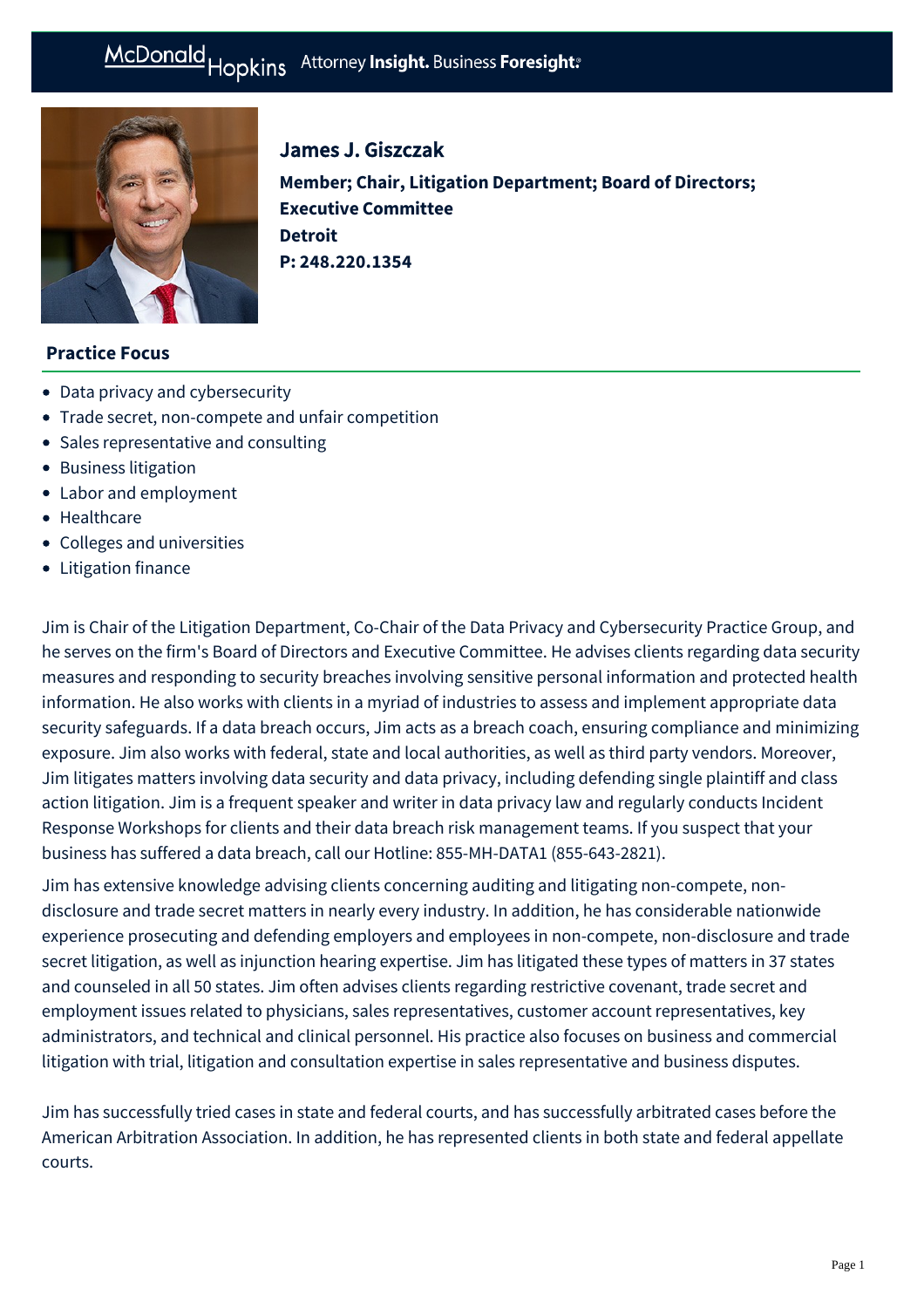# James J. Giszczak

**Member; Chair, Litigation Department; Board of Directors; Executive Committee**
**Detroit**
**P: 248.220.1354**

## Practice Focus

- Data privacy and cybersecurity
- Trade secret, non-compete and unfair competition
- Sales representative and consulting
- Business litigation
- Labor and employment
- Healthcare
- Colleges and universities
- Litigation finance

Jim is Chair of the Litigation Department, Co-Chair of the Data Privacy and Cybersecurity Practice Group, and he serves on the firm's Board of Directors and Executive Committee. He advises clients regarding data security measures and responding to security breaches involving sensitive personal information and protected health information. He also works with clients in a myriad of industries to assess and implement appropriate data security safeguards. If a data breach occurs, Jim acts as a breach coach, ensuring compliance and minimizing exposure. Jim also works with federal, state and local authorities, as well as third party vendors. Moreover, Jim litigates matters involving data security and data privacy, including defending single plaintiff and class action litigation. Jim is a frequent speaker and writer in data privacy law and regularly conducts Incident Response Workshops for clients and their data breach risk management teams. If you suspect that your business has suffered a data breach, call our Hotline: 855-MH-DATA1 (855-643-2821).

Jim has extensive knowledge advising clients concerning auditing and litigating non-compete, non-disclosure and trade secret matters in nearly every industry. In addition, he has considerable nationwide experience prosecuting and defending employers and employees in non-compete, non-disclosure and trade secret litigation, as well as injunction hearing expertise. Jim has litigated these types of matters in 37 states and counseled in all 50 states. Jim often advises clients regarding restrictive covenant, trade secret and employment issues related to physicians, sales representatives, customer account representatives, key administrators, and technical and clinical personnel. His practice also focuses on business and commercial litigation with trial, litigation and consultation expertise in sales representative and business disputes.

Jim has successfully tried cases in state and federal courts, and has successfully arbitrated cases before the American Arbitration Association. In addition, he has represented clients in both state and federal appellate courts.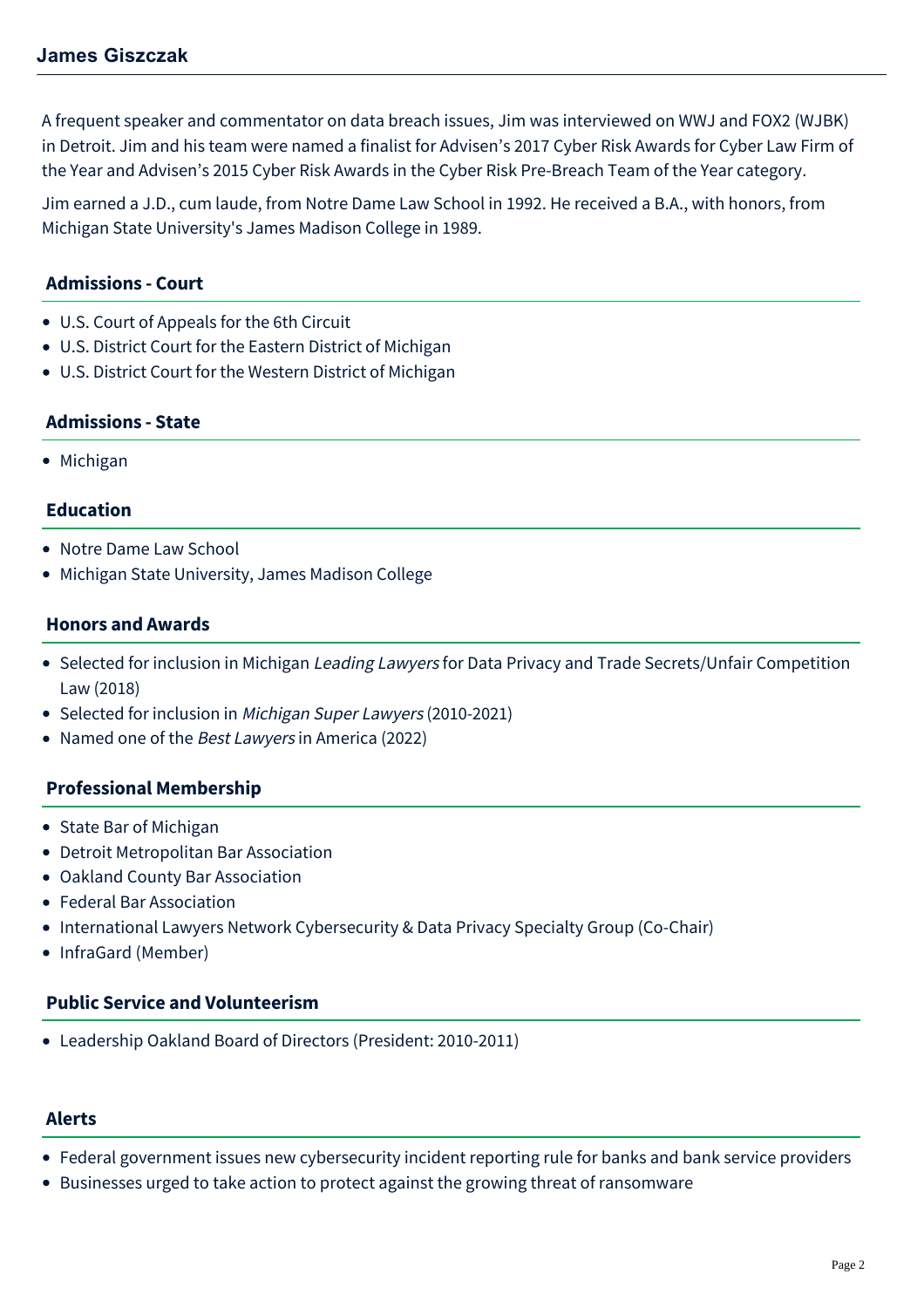A frequent speaker and commentator on data breach issues, Jim was interviewed on WWJ and FOX2 (WJBK) in Detroit. Jim and his team were named a finalist for Advisen's 2017 Cyber Risk Awards for Cyber Law Firm of the Year and Advisen's 2015 Cyber Risk Awards in the Cyber Risk Pre-Breach Team of the Year category.

Jim earned a J.D., cum laude, from Notre Dame Law School in 1992. He received a B.A., with honors, from Michigan State University's James Madison College in 1989.

## Admissions - Court

- U.S. Court of Appeals for the 6th Circuit
- U.S. District Court for the Eastern District of Michigan
- U.S. District Court for the Western District of Michigan

## Admissions - State

- Michigan

## Education

- Notre Dame Law School
- Michigan State University, James Madison College

## Honors and Awards

- Selected for inclusion in Michigan *Leading Lawyers* for Data Privacy and Trade Secrets/Unfair Competition Law (2018)
- Selected for inclusion in *Michigan Super Lawyers* (2010-2021)
- Named one of the *Best Lawyers* in America (2022)

## Professional Membership

- State Bar of Michigan
- Detroit Metropolitan Bar Association
- Oakland County Bar Association
- Federal Bar Association
- International Lawyers Network Cybersecurity & Data Privacy Specialty Group (Co-Chair)
- InfraGard (Member)

## Public Service and Volunteerism

- Leadership Oakland Board of Directors (President: 2010-2011)

## Alerts

- Federal government issues new cybersecurity incident reporting rule for banks and bank service providers
- Businesses urged to take action to protect against the growing threat of ransomware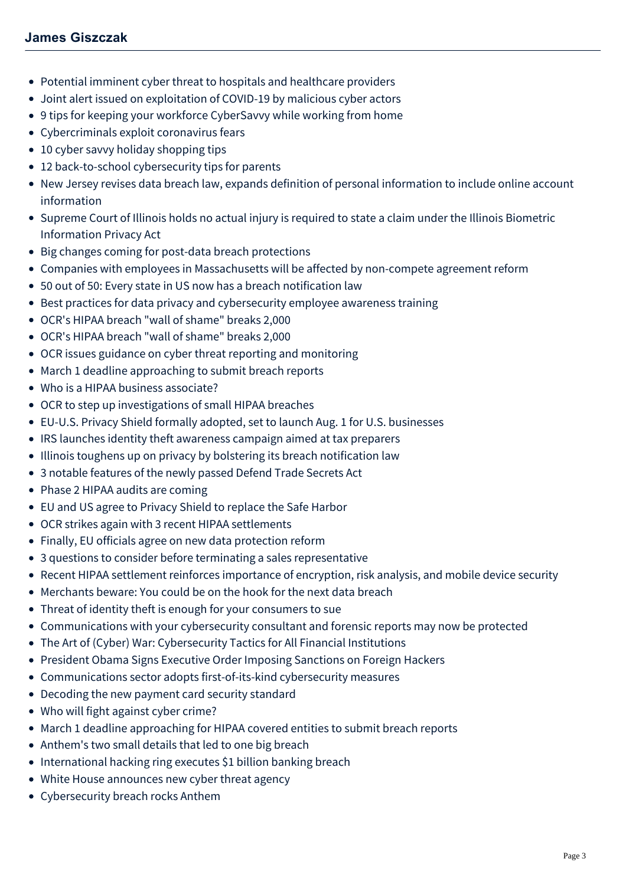## James Giszczak

- Potential imminent cyber threat to hospitals and healthcare providers
- Joint alert issued on exploitation of COVID-19 by malicious cyber actors
- 9 tips for keeping your workforce CyberSavvy while working from home
- Cybercriminals exploit coronavirus fears
- 10 cyber savvy holiday shopping tips
- 12 back-to-school cybersecurity tips for parents
- New Jersey revises data breach law, expands definition of personal information to include online account information
- Supreme Court of Illinois holds no actual injury is required to state a claim under the Illinois Biometric Information Privacy Act
- Big changes coming for post-data breach protections
- Companies with employees in Massachusetts will be affected by non-compete agreement reform
- 50 out of 50: Every state in US now has a breach notification law
- Best practices for data privacy and cybersecurity employee awareness training
- OCR's HIPAA breach "wall of shame" breaks 2,000
- OCR's HIPAA breach "wall of shame" breaks 2,000
- OCR issues guidance on cyber threat reporting and monitoring
- March 1 deadline approaching to submit breach reports
- Who is a HIPAA business associate?
- OCR to step up investigations of small HIPAA breaches
- EU-U.S. Privacy Shield formally adopted, set to launch Aug. 1 for U.S. businesses
- IRS launches identity theft awareness campaign aimed at tax preparers
- Illinois toughens up on privacy by bolstering its breach notification law
- 3 notable features of the newly passed Defend Trade Secrets Act
- Phase 2 HIPAA audits are coming
- EU and US agree to Privacy Shield to replace the Safe Harbor
- OCR strikes again with 3 recent HIPAA settlements
- Finally, EU officials agree on new data protection reform
- 3 questions to consider before terminating a sales representative
- Recent HIPAA settlement reinforces importance of encryption, risk analysis, and mobile device security
- Merchants beware: You could be on the hook for the next data breach
- Threat of identity theft is enough for your consumers to sue
- Communications with your cybersecurity consultant and forensic reports may now be protected
- The Art of (Cyber) War: Cybersecurity Tactics for All Financial Institutions
- President Obama Signs Executive Order Imposing Sanctions on Foreign Hackers
- Communications sector adopts first-of-its-kind cybersecurity measures
- Decoding the new payment card security standard
- Who will fight against cyber crime?
- March 1 deadline approaching for HIPAA covered entities to submit breach reports
- Anthem's two small details that led to one big breach
- International hacking ring executes $1 billion banking breach
- White House announces new cyber threat agency
- Cybersecurity breach rocks Anthem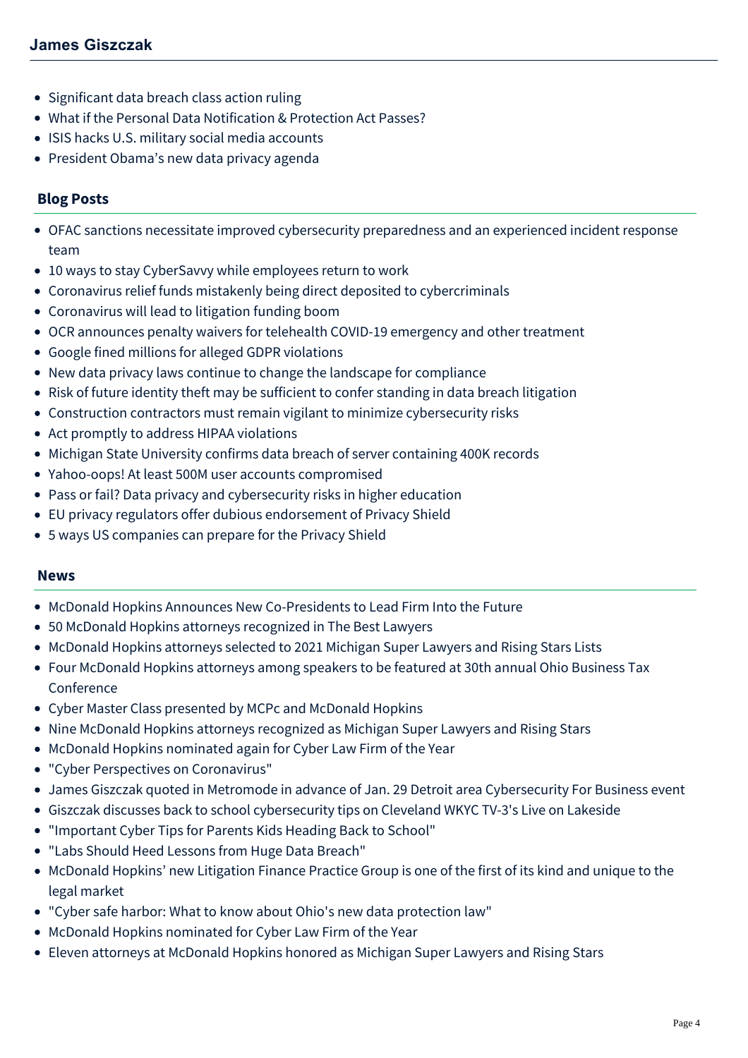- Significant data breach class action ruling
- What if the Personal Data Notification & Protection Act Passes?
- ISIS hacks U.S. military social media accounts
- President Obama's new data privacy agenda

## Blog Posts

- OFAC sanctions necessitate improved cybersecurity preparedness and an experienced incident response team
- 10 ways to stay CyberSavvy while employees return to work
- Coronavirus relief funds mistakenly being direct deposited to cybercriminals
- Coronavirus will lead to litigation funding boom
- OCR announces penalty waivers for telehealth COVID-19 emergency and other treatment
- Google fined millions for alleged GDPR violations
- New data privacy laws continue to change the landscape for compliance
- Risk of future identity theft may be sufficient to confer standing in data breach litigation
- Construction contractors must remain vigilant to minimize cybersecurity risks
- Act promptly to address HIPAA violations
- Michigan State University confirms data breach of server containing 400K records
- Yahoo-oops! At least 500M user accounts compromised
- Pass or fail? Data privacy and cybersecurity risks in higher education
- EU privacy regulators offer dubious endorsement of Privacy Shield
- 5 ways US companies can prepare for the Privacy Shield

## News

- McDonald Hopkins Announces New Co-Presidents to Lead Firm Into the Future
- 50 McDonald Hopkins attorneys recognized in The Best Lawyers
- McDonald Hopkins attorneys selected to 2021 Michigan Super Lawyers and Rising Stars Lists
- Four McDonald Hopkins attorneys among speakers to be featured at 30th annual Ohio Business Tax Conference
- Cyber Master Class presented by MCPc and McDonald Hopkins
- Nine McDonald Hopkins attorneys recognized as Michigan Super Lawyers and Rising Stars
- McDonald Hopkins nominated again for Cyber Law Firm of the Year
- "Cyber Perspectives on Coronavirus"
- James Giszczak quoted in Metromode in advance of Jan. 29 Detroit area Cybersecurity For Business event
- Giszczak discusses back to school cybersecurity tips on Cleveland WKYC TV-3's Live on Lakeside
- "Important Cyber Tips for Parents Kids Heading Back to School"
- "Labs Should Heed Lessons from Huge Data Breach"
- McDonald Hopkins' new Litigation Finance Practice Group is one of the first of its kind and unique to the legal market
- "Cyber safe harbor: What to know about Ohio's new data protection law"
- McDonald Hopkins nominated for Cyber Law Firm of the Year
- Eleven attorneys at McDonald Hopkins honored as Michigan Super Lawyers and Rising Stars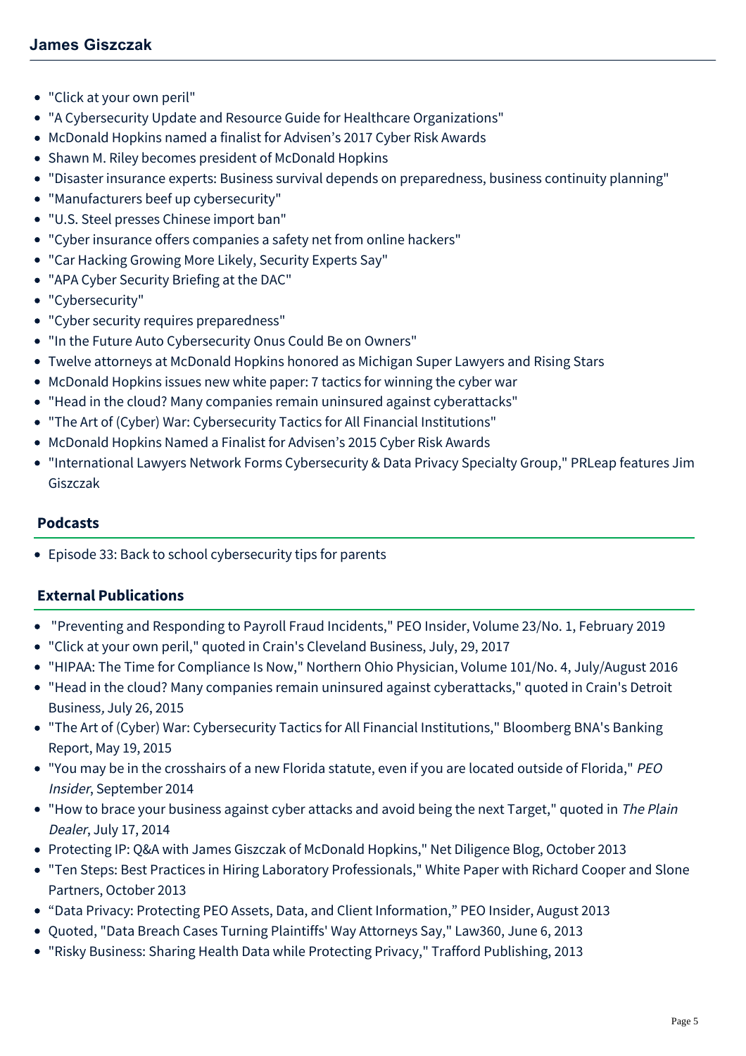- "Click at your own peril"
- "A Cybersecurity Update and Resource Guide for Healthcare Organizations"
- McDonald Hopkins named a finalist for Advisen's 2017 Cyber Risk Awards
- Shawn M. Riley becomes president of McDonald Hopkins
- "Disaster insurance experts: Business survival depends on preparedness, business continuity planning"
- "Manufacturers beef up cybersecurity"
- "U.S. Steel presses Chinese import ban"
- "Cyber insurance offers companies a safety net from online hackers"
- "Car Hacking Growing More Likely, Security Experts Say"
- "APA Cyber Security Briefing at the DAC"
- "Cybersecurity"
- "Cyber security requires preparedness"
- "In the Future Auto Cybersecurity Onus Could Be on Owners"
- Twelve attorneys at McDonald Hopkins honored as Michigan Super Lawyers and Rising Stars
- McDonald Hopkins issues new white paper: 7 tactics for winning the cyber war
- "Head in the cloud? Many companies remain uninsured against cyberattacks"
- "The Art of (Cyber) War: Cybersecurity Tactics for All Financial Institutions"
- McDonald Hopkins Named a Finalist for Advisen's 2015 Cyber Risk Awards
- "International Lawyers Network Forms Cybersecurity & Data Privacy Specialty Group," PRLeap features Jim Giszczak

## Podcasts

- Episode 33: Back to school cybersecurity tips for parents

## External Publications

- "Preventing and Responding to Payroll Fraud Incidents," PEO Insider, Volume 23/No. 1, February 2019
- "Click at your own peril," quoted in Crain's Cleveland Business, July, 29, 2017
- "HIPAA: The Time for Compliance Is Now," Northern Ohio Physician, Volume 101/No. 4, July/August 2016
- "Head in the cloud? Many companies remain uninsured against cyberattacks," quoted in Crain's Detroit Business, July 26, 2015
- "The Art of (Cyber) War: Cybersecurity Tactics for All Financial Institutions," Bloomberg BNA's Banking Report, May 19, 2015
- "You may be in the crosshairs of a new Florida statute, even if you are located outside of Florida," *PEO Insider*, September 2014
- "How to brace your business against cyber attacks and avoid being the next Target," quoted in *The Plain Dealer*, July 17, 2014
- Protecting IP: Q&A with James Giszczak of McDonald Hopkins," Net Diligence Blog, October 2013
- "Ten Steps: Best Practices in Hiring Laboratory Professionals," White Paper with Richard Cooper and Slone Partners, October 2013
- "Data Privacy: Protecting PEO Assets, Data, and Client Information," PEO Insider, August 2013
- Quoted, "Data Breach Cases Turning Plaintiffs' Way Attorneys Say," Law360, June 6, 2013
- "Risky Business: Sharing Health Data while Protecting Privacy," Trafford Publishing, 2013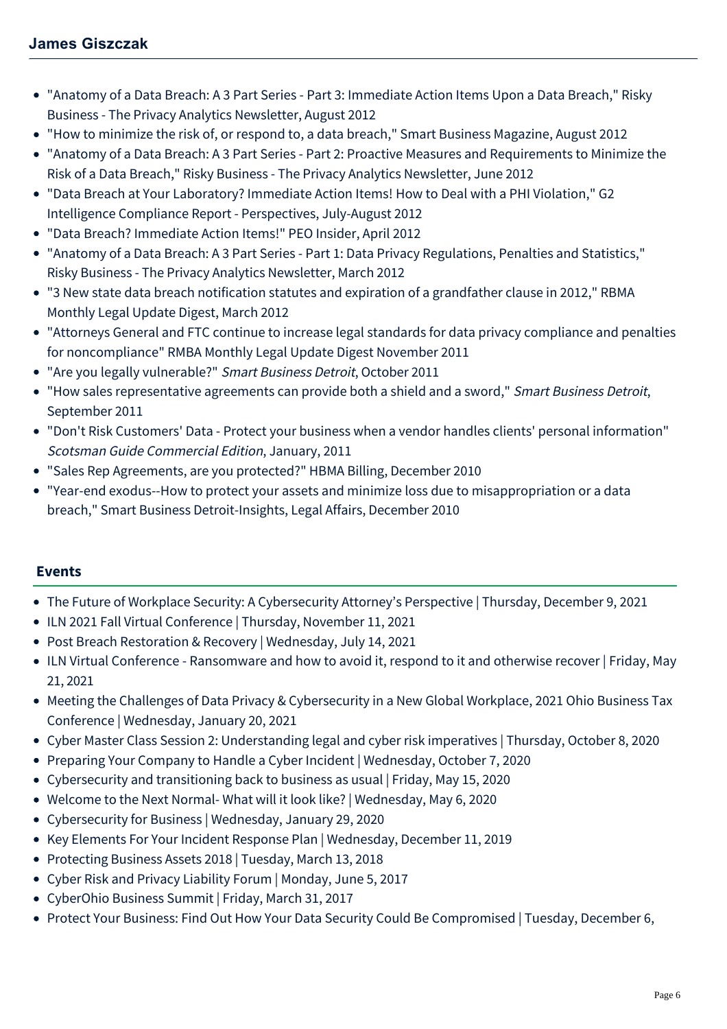- "Anatomy of a Data Breach: A 3 Part Series - Part 3: Immediate Action Items Upon a Data Breach," Risky Business - The Privacy Analytics Newsletter, August 2012
- "How to minimize the risk of, or respond to, a data breach," Smart Business Magazine, August 2012
- "Anatomy of a Data Breach: A 3 Part Series - Part 2: Proactive Measures and Requirements to Minimize the Risk of a Data Breach," Risky Business - The Privacy Analytics Newsletter, June 2012
- "Data Breach at Your Laboratory? Immediate Action Items! How to Deal with a PHI Violation," G2 Intelligence Compliance Report - Perspectives, July-August 2012
- "Data Breach? Immediate Action Items!" PEO Insider, April 2012
- "Anatomy of a Data Breach: A 3 Part Series - Part 1: Data Privacy Regulations, Penalties and Statistics," Risky Business - The Privacy Analytics Newsletter, March 2012
- "3 New state data breach notification statutes and expiration of a grandfather clause in 2012," RBMA Monthly Legal Update Digest, March 2012
- "Attorneys General and FTC continue to increase legal standards for data privacy compliance and penalties for noncompliance" RMBA Monthly Legal Update Digest November 2011
- "Are you legally vulnerable?" *Smart Business Detroit*, October 2011
- "How sales representative agreements can provide both a shield and a sword," *Smart Business Detroit*, September 2011
- "Don't Risk Customers' Data - Protect your business when a vendor handles clients' personal information" *Scotsman Guide Commercial Edition*, January, 2011
- "Sales Rep Agreements, are you protected?" HBMA Billing, December 2010
- "Year-end exodus--How to protect your assets and minimize loss due to misappropriation or a data breach," Smart Business Detroit-Insights, Legal Affairs, December 2010

## Events

- The Future of Workplace Security: A Cybersecurity Attorney's Perspective | Thursday, December 9, 2021
- ILN 2021 Fall Virtual Conference | Thursday, November 11, 2021
- Post Breach Restoration & Recovery | Wednesday, July 14, 2021
- ILN Virtual Conference - Ransomware and how to avoid it, respond to it and otherwise recover | Friday, May 21, 2021
- Meeting the Challenges of Data Privacy & Cybersecurity in a New Global Workplace, 2021 Ohio Business Tax Conference | Wednesday, January 20, 2021
- Cyber Master Class Session 2: Understanding legal and cyber risk imperatives | Thursday, October 8, 2020
- Preparing Your Company to Handle a Cyber Incident | Wednesday, October 7, 2020
- Cybersecurity and transitioning back to business as usual | Friday, May 15, 2020
- Welcome to the Next Normal- What will it look like? | Wednesday, May 6, 2020
- Cybersecurity for Business | Wednesday, January 29, 2020
- Key Elements For Your Incident Response Plan | Wednesday, December 11, 2019
- Protecting Business Assets 2018 | Tuesday, March 13, 2018
- Cyber Risk and Privacy Liability Forum | Monday, June 5, 2017
- CyberOhio Business Summit | Friday, March 31, 2017
- Protect Your Business: Find Out How Your Data Security Could Be Compromised | Tuesday, December 6,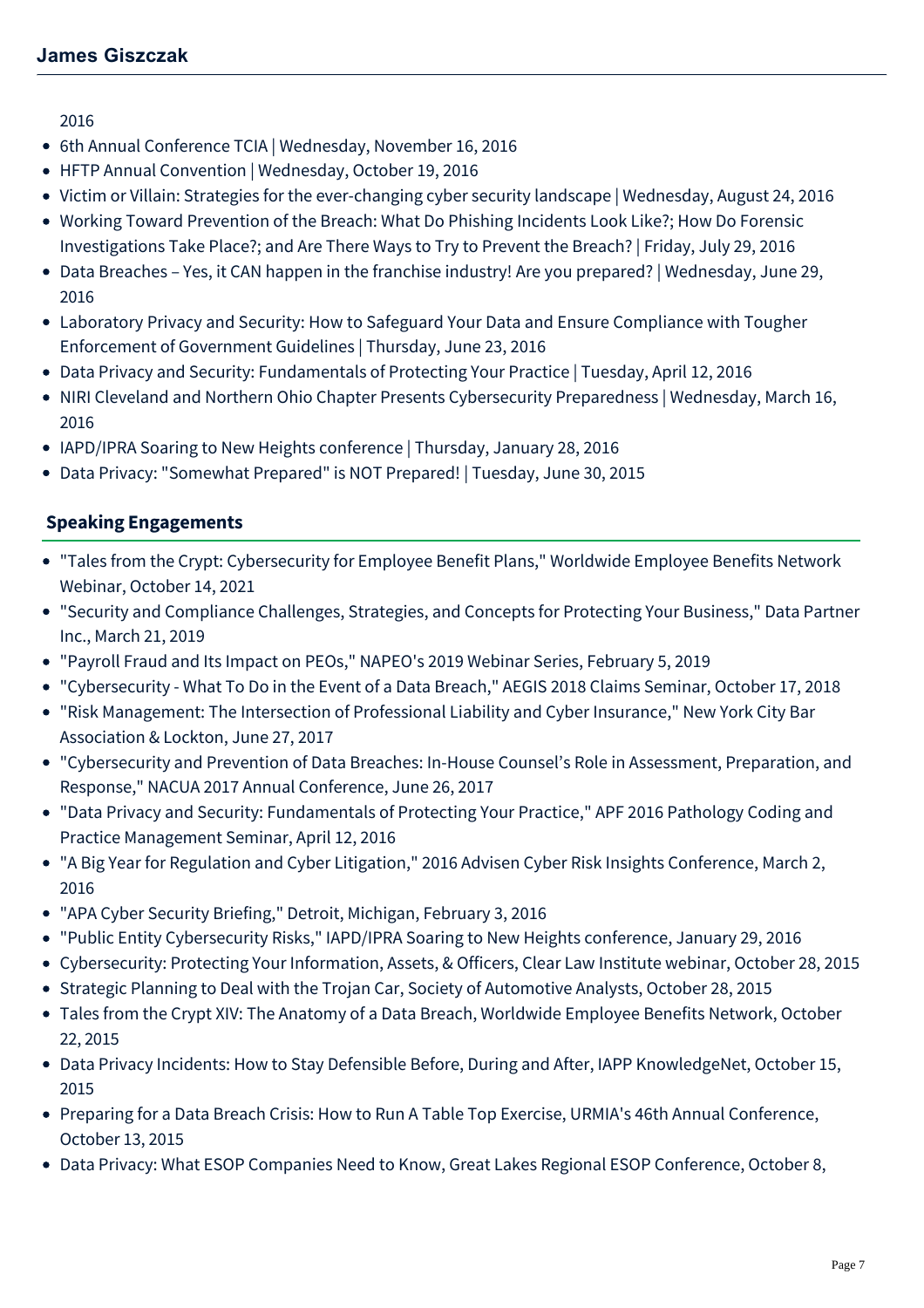2016

- 6th Annual Conference TCIA | Wednesday, November 16, 2016
- HFTP Annual Convention | Wednesday, October 19, 2016
- Victim or Villain: Strategies for the ever-changing cyber security landscape | Wednesday, August 24, 2016
- Working Toward Prevention of the Breach: What Do Phishing Incidents Look Like?; How Do Forensic Investigations Take Place?; and Are There Ways to Try to Prevent the Breach? | Friday, July 29, 2016
- Data Breaches – Yes, it CAN happen in the franchise industry! Are you prepared? | Wednesday, June 29, 2016
- Laboratory Privacy and Security: How to Safeguard Your Data and Ensure Compliance with Tougher Enforcement of Government Guidelines | Thursday, June 23, 2016
- Data Privacy and Security: Fundamentals of Protecting Your Practice | Tuesday, April 12, 2016
- NIRI Cleveland and Northern Ohio Chapter Presents Cybersecurity Preparedness | Wednesday, March 16, 2016
- IAPD/IPRA Soaring to New Heights conference | Thursday, January 28, 2016
- Data Privacy: "Somewhat Prepared" is NOT Prepared! | Tuesday, June 30, 2015

## Speaking Engagements

- "Tales from the Crypt: Cybersecurity for Employee Benefit Plans," Worldwide Employee Benefits Network Webinar, October 14, 2021
- "Security and Compliance Challenges, Strategies, and Concepts for Protecting Your Business," Data Partner Inc., March 21, 2019
- "Payroll Fraud and Its Impact on PEOs," NAPEO's 2019 Webinar Series, February 5, 2019
- "Cybersecurity - What To Do in the Event of a Data Breach," AEGIS 2018 Claims Seminar, October 17, 2018
- "Risk Management: The Intersection of Professional Liability and Cyber Insurance," New York City Bar Association & Lockton, June 27, 2017
- "Cybersecurity and Prevention of Data Breaches: In-House Counsel's Role in Assessment, Preparation, and Response," NACUA 2017 Annual Conference, June 26, 2017
- "Data Privacy and Security: Fundamentals of Protecting Your Practice," APF 2016 Pathology Coding and Practice Management Seminar, April 12, 2016
- "A Big Year for Regulation and Cyber Litigation," 2016 Advisen Cyber Risk Insights Conference, March 2, 2016
- "APA Cyber Security Briefing," Detroit, Michigan, February 3, 2016
- "Public Entity Cybersecurity Risks," IAPD/IPRA Soaring to New Heights conference, January 29, 2016
- Cybersecurity: Protecting Your Information, Assets, & Officers, Clear Law Institute webinar, October 28, 2015
- Strategic Planning to Deal with the Trojan Car, Society of Automotive Analysts, October 28, 2015
- Tales from the Crypt XIV: The Anatomy of a Data Breach, Worldwide Employee Benefits Network, October 22, 2015
- Data Privacy Incidents: How to Stay Defensible Before, During and After, IAPP KnowledgeNet, October 15, 2015
- Preparing for a Data Breach Crisis: How to Run A Table Top Exercise, URMIA's 46th Annual Conference, October 13, 2015
- Data Privacy: What ESOP Companies Need to Know, Great Lakes Regional ESOP Conference, October 8,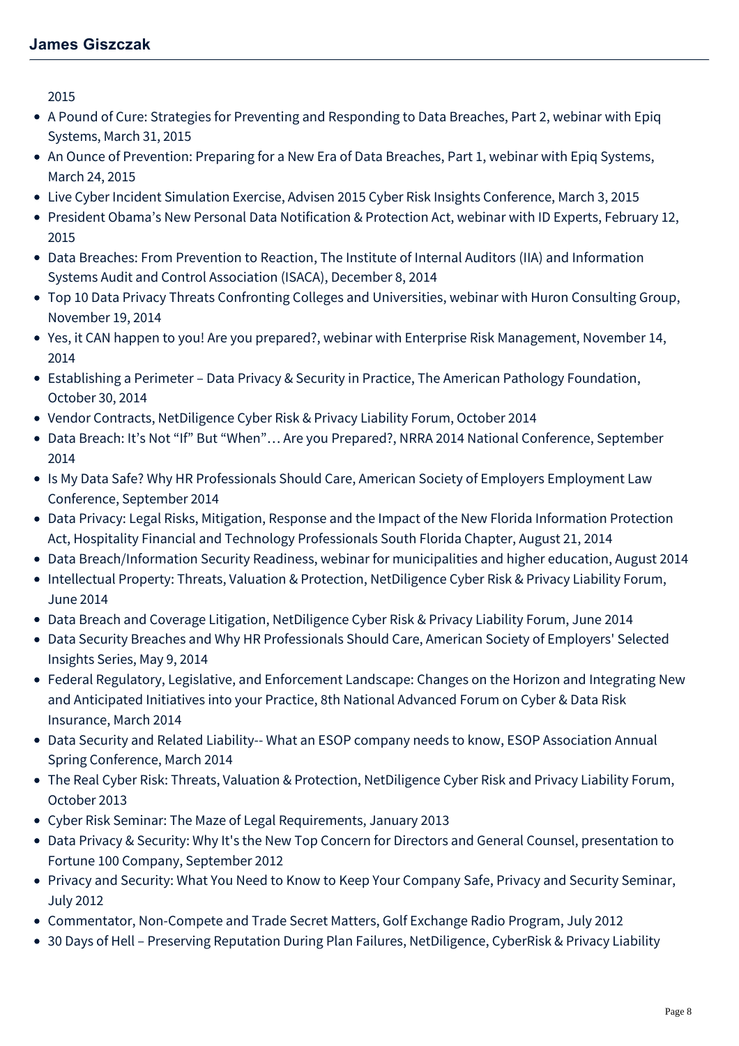2015

- A Pound of Cure: Strategies for Preventing and Responding to Data Breaches, Part 2, webinar with Epiq Systems, March 31, 2015
- An Ounce of Prevention: Preparing for a New Era of Data Breaches, Part 1, webinar with Epiq Systems, March 24, 2015
- Live Cyber Incident Simulation Exercise, Advisen 2015 Cyber Risk Insights Conference, March 3, 2015
- President Obama's New Personal Data Notification & Protection Act, webinar with ID Experts, February 12, 2015
- Data Breaches: From Prevention to Reaction, The Institute of Internal Auditors (IIA) and Information Systems Audit and Control Association (ISACA), December 8, 2014
- Top 10 Data Privacy Threats Confronting Colleges and Universities, webinar with Huron Consulting Group, November 19, 2014
- Yes, it CAN happen to you! Are you prepared?, webinar with Enterprise Risk Management, November 14, 2014
- Establishing a Perimeter – Data Privacy & Security in Practice, The American Pathology Foundation, October 30, 2014
- Vendor Contracts, NetDiligence Cyber Risk & Privacy Liability Forum, October 2014
- Data Breach: It's Not "If" But "When"… Are you Prepared?, NRRA 2014 National Conference, September 2014
- Is My Data Safe? Why HR Professionals Should Care, American Society of Employers Employment Law Conference, September 2014
- Data Privacy: Legal Risks, Mitigation, Response and the Impact of the New Florida Information Protection Act, Hospitality Financial and Technology Professionals South Florida Chapter, August 21, 2014
- Data Breach/Information Security Readiness, webinar for municipalities and higher education, August 2014
- Intellectual Property: Threats, Valuation & Protection, NetDiligence Cyber Risk & Privacy Liability Forum, June 2014
- Data Breach and Coverage Litigation, NetDiligence Cyber Risk & Privacy Liability Forum, June 2014
- Data Security Breaches and Why HR Professionals Should Care, American Society of Employers' Selected Insights Series, May 9, 2014
- Federal Regulatory, Legislative, and Enforcement Landscape: Changes on the Horizon and Integrating New and Anticipated Initiatives into your Practice, 8th National Advanced Forum on Cyber & Data Risk Insurance, March 2014
- Data Security and Related Liability-- What an ESOP company needs to know, ESOP Association Annual Spring Conference, March 2014
- The Real Cyber Risk: Threats, Valuation & Protection, NetDiligence Cyber Risk and Privacy Liability Forum, October 2013
- Cyber Risk Seminar: The Maze of Legal Requirements, January 2013
- Data Privacy & Security: Why It's the New Top Concern for Directors and General Counsel, presentation to Fortune 100 Company, September 2012
- Privacy and Security: What You Need to Know to Keep Your Company Safe, Privacy and Security Seminar, July 2012
- Commentator, Non-Compete and Trade Secret Matters, Golf Exchange Radio Program, July 2012
- 30 Days of Hell – Preserving Reputation During Plan Failures, NetDiligence, CyberRisk & Privacy Liability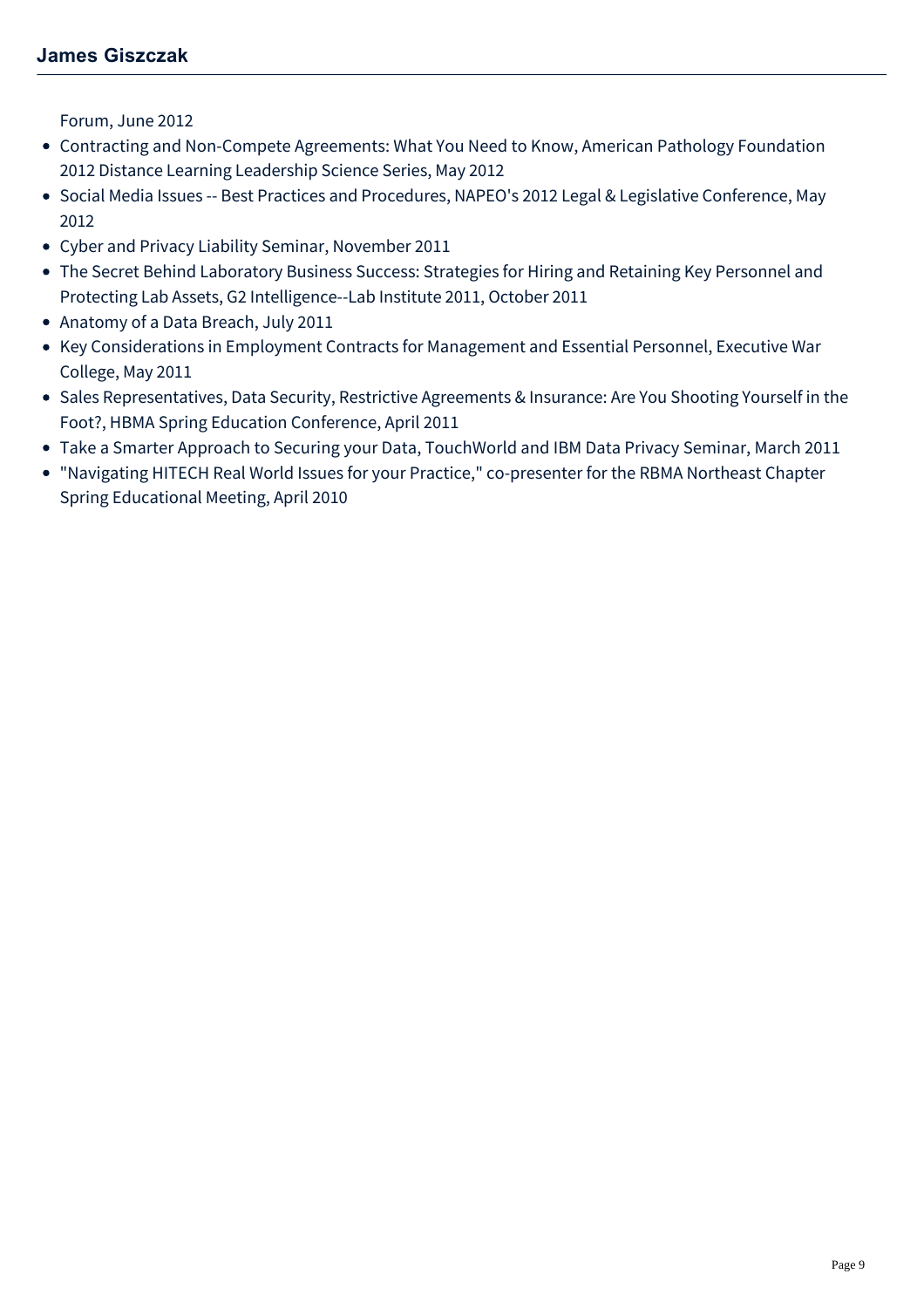Forum, June 2012

- Contracting and Non-Compete Agreements: What You Need to Know, American Pathology Foundation 2012 Distance Learning Leadership Science Series, May 2012
- Social Media Issues -- Best Practices and Procedures, NAPEO's 2012 Legal & Legislative Conference, May 2012
- Cyber and Privacy Liability Seminar, November 2011
- The Secret Behind Laboratory Business Success: Strategies for Hiring and Retaining Key Personnel and Protecting Lab Assets, G2 Intelligence--Lab Institute 2011, October 2011
- Anatomy of a Data Breach, July 2011
- Key Considerations in Employment Contracts for Management and Essential Personnel, Executive War College, May 2011
- Sales Representatives, Data Security, Restrictive Agreements & Insurance: Are You Shooting Yourself in the Foot?, HBMA Spring Education Conference, April 2011
- Take a Smarter Approach to Securing your Data, TouchWorld and IBM Data Privacy Seminar, March 2011
- "Navigating HITECH Real World Issues for your Practice," co-presenter for the RBMA Northeast Chapter Spring Educational Meeting, April 2010